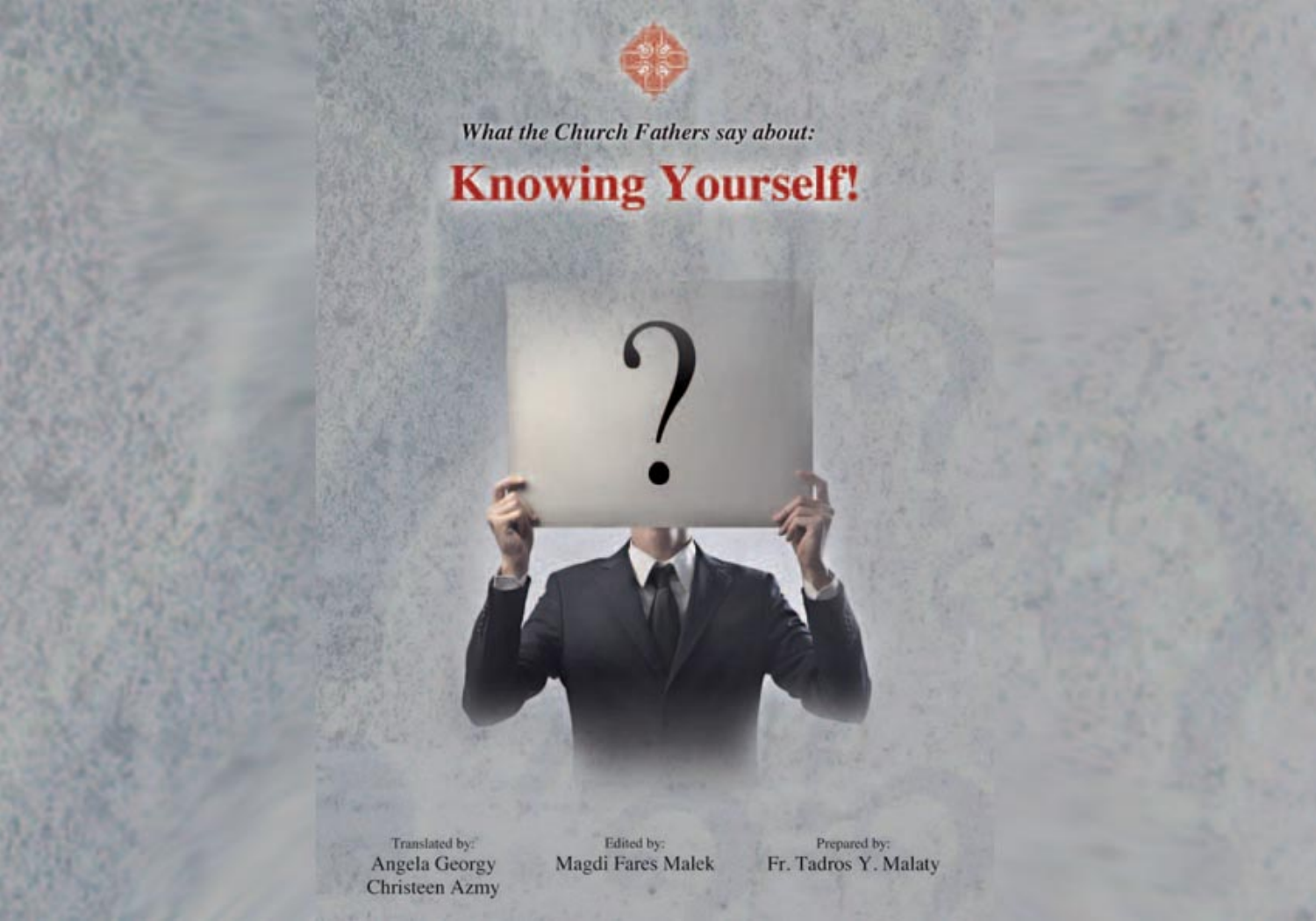*What the Church Fathers say about:*

# Knowing Yourself!

Translated by:
Angela Georgy
Christeen Azmy

Edited by:
Magdi Fares Malek

Prepared by:
Fr. Tadros Y. Malaty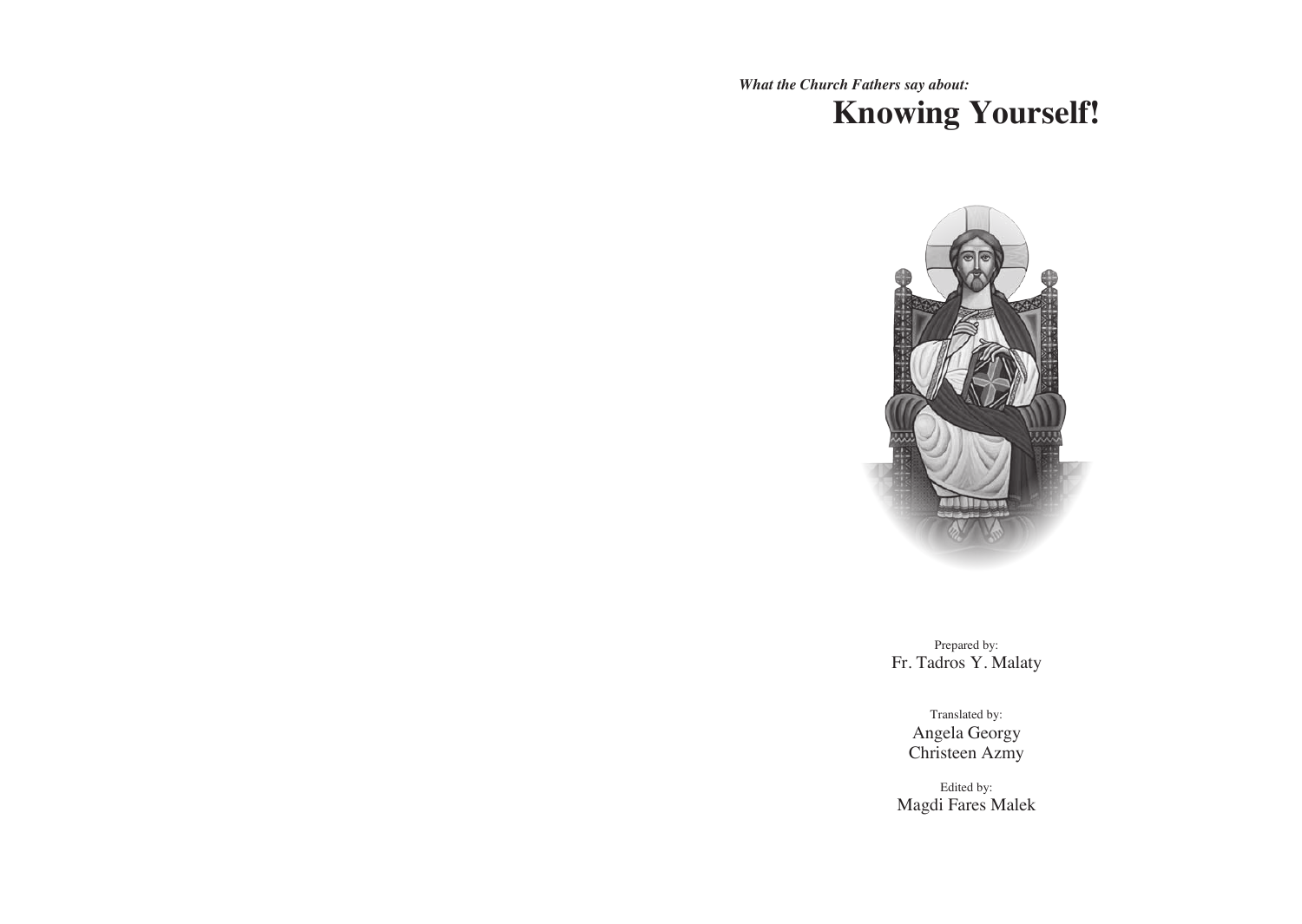*What the Church Fathers say about:*

# Knowing Yourself!

Prepared by:
Fr. Tadros Y. Malaty

Translated by:
Angela Georgy
Christeen Azmy

Edited by:
Magdi Fares Malek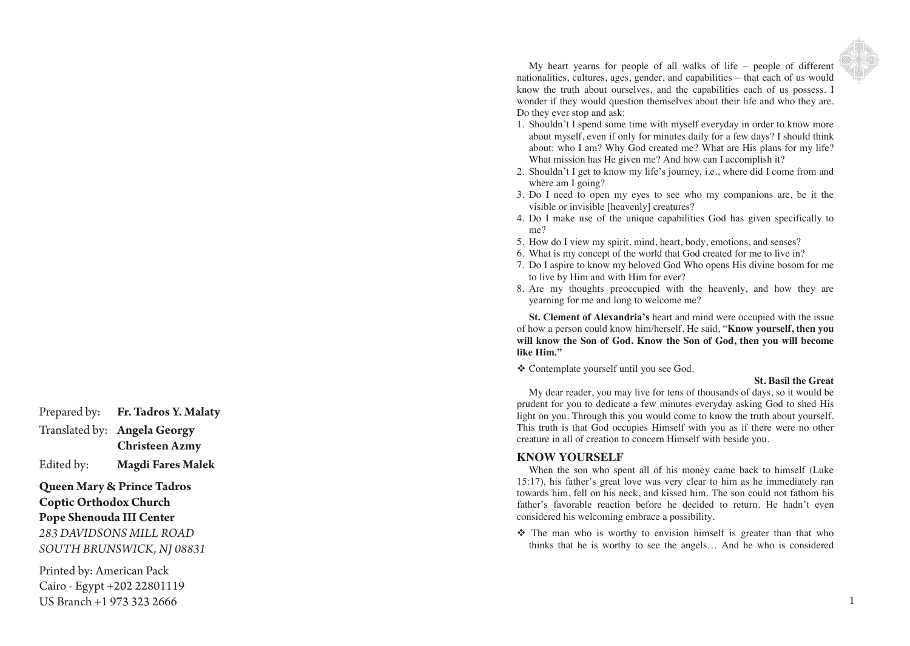Prepared by: **Fr. Tadros Y. Malaty**

Translated by: **Angela Georgy**
**Christeen Azmy**

Edited by: **Magdi Fares Malek**

**Queen Mary & Prince Tadros**
**Coptic Orthodox Church**
**Pope Shenouda III Center**
*283 DAVIDSONS MILL ROAD*
*SOUTH BRUNSWICK, NJ 08831*

Printed by: American Pack
Cairo - Egypt +202 22801119
US Branch +1 973 323 2666

My heart yearns for people of all walks of life – people of different nationalities, cultures, ages, gender, and capabilities – that each of us would know the truth about ourselves, and the capabilities each of us possess. I wonder if they would question themselves about their life and who they are. Do they ever stop and ask:

1. Shouldn't I spend some time with myself everyday in order to know more about myself, even if only for minutes daily for a few days? I should think about: who I am? Why God created me? What are His plans for my life? What mission has He given me? And how can I accomplish it?
2. Shouldn't I get to know my life's journey, i.e., where did I come from and where am I going?
3. Do I need to open my eyes to see who my companions are, be it the visible or invisible [heavenly] creatures?
4. Do I make use of the unique capabilities God has given specifically to me?
5. How do I view my spirit, mind, heart, body, emotions, and senses?
6. What is my concept of the world that God created for me to live in?
7. Do I aspire to know my beloved God Who opens His divine bosom for me to live by Him and with Him for ever?
8. Are my thoughts preoccupied with the heavenly, and how they are yearning for me and long to welcome me?

**St. Clement of Alexandria's** heart and mind were occupied with the issue of how a person could know him/herself. He said, "**Know yourself, then you will know the Son of God. Know the Son of God, then you will become like Him."**

❖ Contemplate yourself until you see God.

**St. Basil the Great**

My dear reader, you may live for tens of thousands of days, so it would be prudent for you to dedicate a few minutes everyday asking God to shed His light on you. Through this you would come to know the truth about yourself. This truth is that God occupies Himself with you as if there were no other creature in all of creation to concern Himself with beside you.

## KNOW YOURSELF

When the son who spent all of his money came back to himself (Luke 15:17), his father's great love was very clear to him as he immediately ran towards him, fell on his neck, and kissed him. The son could not fathom his father's favorable reaction before he decided to return. He hadn't even considered his welcoming embrace a possibility.

❖ The man who is worthy to envision himself is greater than that who thinks that he is worthy to see the angels… And he who is considered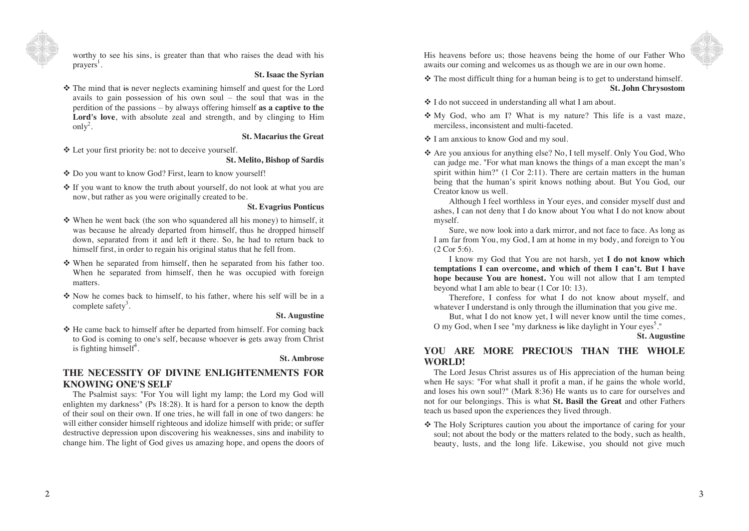worthy to see his sins, is greater than that who raises the dead with his prayers[1].

**St. Isaac the Syrian**

- The mind that is never neglects examining himself and quest for the Lord avails to gain possession of his own soul – the soul that was in the perdition of the passions – by always offering himself **as a captive to the Lord's love**, with absolute zeal and strength, and by clinging to Him only[2].

**St. Macarius the Great**

- Let your first priority be: not to deceive yourself.

**St. Melito, Bishop of Sardis**

- Do you want to know God? First, learn to know yourself!
- If you want to know the truth about yourself, do not look at what you are now, but rather as you were originally created to be.

**St. Evagrius Ponticus**

- When he went back (the son who squandered all his money) to himself, it was because he already departed from himself, thus he dropped himself down, separated from it and left it there. So, he had to return back to himself first, in order to regain his original status that he fell from.
- When he separated from himself, then he separated from his father too. When he separated from himself, then he was occupied with foreign matters.
- Now he comes back to himself, to his father, where his self will be in a complete safety[3].

**St. Augustine**

- He came back to himself after he departed from himself. For coming back to God is coming to one's self, because whoever is gets away from Christ is fighting himself[4].

**St. Ambrose**

## THE NECESSITY OF DIVINE ENLIGHTENMENTS FOR KNOWING ONE'S SELF

The Psalmist says: "For You will light my lamp; the Lord my God will enlighten my darkness" (Ps 18:28). It is hard for a person to know the depth of their soul on their own. If one tries, he will fall in one of two dangers: he will either consider himself righteous and idolize himself with pride; or suffer destructive depression upon discovering his weaknesses, sins and inability to change him. The light of God gives us amazing hope, and opens the doors of His heavens before us; those heavens being the home of our Father Who awaits our coming and welcomes us as though we are in our own home.

- The most difficult thing for a human being is to get to understand himself.

**St. John Chrysostom**

- I do not succeed in understanding all what I am about.
- My God, who am I? What is my nature? This life is a vast maze, merciless, inconsistent and multi-faceted.
- I am anxious to know God and my soul.
- Are you anxious for anything else? No, I tell myself. Only You God, Who can judge me. "For what man knows the things of a man except the man's spirit within him?" (1 Cor 2:11). There are certain matters in the human being that the human's spirit knows nothing about. But You God, our Creator know us well.

  Although I feel worthless in Your eyes, and consider myself dust and ashes, I can not deny that I do know about You what I do not know about myself.

  Sure, we now look into a dark mirror, and not face to face. As long as I am far from You, my God, I am at home in my body, and foreign to You (2 Cor 5:6).

  I know my God that You are not harsh, yet **I do not know which temptations I can overcome, and which of them I can't. But I have hope because You are honest.** You will not allow that I am tempted beyond what I am able to bear (1 Cor 10: 13).

  Therefore, I confess for what I do not know about myself, and whatever I understand is only through the illumination that you give me.

  But, what I do not know yet, I will never know until the time comes, O my God, when I see "my darkness is like daylight in Your eyes[5]."

**St. Augustine**

## YOU ARE MORE PRECIOUS THAN THE WHOLE WORLD!

The Lord Jesus Christ assures us of His appreciation of the human being when He says: "For what shall it profit a man, if he gains the whole world, and loses his own soul?" (Mark 8:36) He wants us to care for ourselves and not for our belongings. This is what **St. Basil the Great** and other Fathers teach us based upon the experiences they lived through.

- The Holy Scriptures caution you about the importance of caring for your soul; not about the body or the matters related to the body, such as health, beauty, lusts, and the long life. Likewise, you should not give much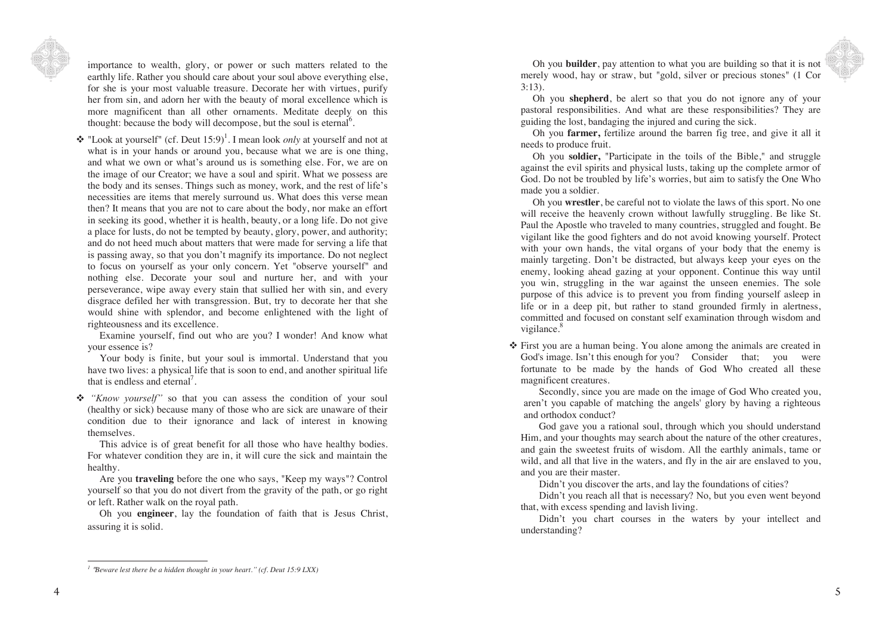importance to wealth, glory, or power or such matters related to the earthly life. Rather you should care about your soul above everything else, for she is your most valuable treasure. Decorate her with virtues, purify her from sin, and adorn her with the beauty of moral excellence which is more magnificent than all other ornaments. Meditate deeply on this thought: because the body will decompose, but the soul is eternal[6].

- "Look at yourself" (cf. Deut 15:9)[1]. I mean look *only* at yourself and not at what is in your hands or around you, because what we are is one thing, and what we own or what's around us is something else. For, we are on the image of our Creator; we have a soul and spirit. What we possess are the body and its senses. Things such as money, work, and the rest of life's necessities are items that merely surround us. What does this verse mean then? It means that you are not to care about the body, nor make an effort in seeking its good, whether it is health, beauty, or a long life. Do not give a place for lusts, do not be tempted by beauty, glory, power, and authority; and do not heed much about matters that were made for serving a life that is passing away, so that you don't magnify its importance. Do not neglect to focus on yourself as your only concern. Yet "observe yourself" and nothing else. Decorate your soul and nurture her, and with your perseverance, wipe away every stain that sullied her with sin, and every disgrace defiled her with transgression. But, try to decorate her that she would shine with splendor, and become enlightened with the light of righteousness and its excellence.

  Examine yourself, find out who are you? I wonder! And know what your essence is?

  Your body is finite, but your soul is immortal. Understand that you have two lives: a physical life that is soon to end, and another spiritual life that is endless and eternal[7].

- *"Know yourself"* so that you can assess the condition of your soul (healthy or sick) because many of those who are sick are unaware of their condition due to their ignorance and lack of interest in knowing themselves.

  This advice is of great benefit for all those who have healthy bodies. For whatever condition they are in, it will cure the sick and maintain the healthy.

  Are you **traveling** before the one who says, "Keep my ways"? Control yourself so that you do not divert from the gravity of the path, or go right or left. Rather walk on the royal path.

  Oh you **engineer**, lay the foundation of faith that is Jesus Christ, assuring it is solid.

  Oh you **builder**, pay attention to what you are building so that it is not merely wood, hay or straw, but "gold, silver or precious stones" (1 Cor 3:13).

  Oh you **shepherd**, be alert so that you do not ignore any of your pastoral responsibilities. And what are these responsibilities? They are guiding the lost, bandaging the injured and curing the sick.

  Oh you **farmer,** fertilize around the barren fig tree, and give it all it needs to produce fruit.

  Oh you **soldier,** "Participate in the toils of the Bible," and struggle against the evil spirits and physical lusts, taking up the complete armor of God. Do not be troubled by life's worries, but aim to satisfy the One Who made you a soldier.

  Oh you **wrestler**, be careful not to violate the laws of this sport. No one will receive the heavenly crown without lawfully struggling. Be like St. Paul the Apostle who traveled to many countries, struggled and fought. Be vigilant like the good fighters and do not avoid knowing yourself. Protect with your own hands, the vital organs of your body that the enemy is mainly targeting. Don't be distracted, but always keep your eyes on the enemy, looking ahead gazing at your opponent. Continue this way until you win, struggling in the war against the unseen enemies. The sole purpose of this advice is to prevent you from finding yourself asleep in life or in a deep pit, but rather to stand grounded firmly in alertness, committed and focused on constant self examination through wisdom and vigilance.[8]

- First you are a human being. You alone among the animals are created in God's image. Isn't this enough for you? Consider that; you were fortunate to be made by the hands of God Who created all these magnificent creatures.

  Secondly, since you are made on the image of God Who created you, aren't you capable of matching the angels' glory by having a righteous and orthodox conduct?

  God gave you a rational soul, through which you should understand Him, and your thoughts may search about the nature of the other creatures, and gain the sweetest fruits of wisdom. All the earthly animals, tame or wild, and all that live in the waters, and fly in the air are enslaved to you, and you are their master.

  Didn't you discover the arts, and lay the foundations of cities?

  Didn't you reach all that is necessary? No, but you even went beyond that, with excess spending and lavish living.

  Didn't you chart courses in the waters by your intellect and understanding?

---

[1] *"Beware lest there be a hidden thought in your heart." (cf. Deut 15:9 LXX)*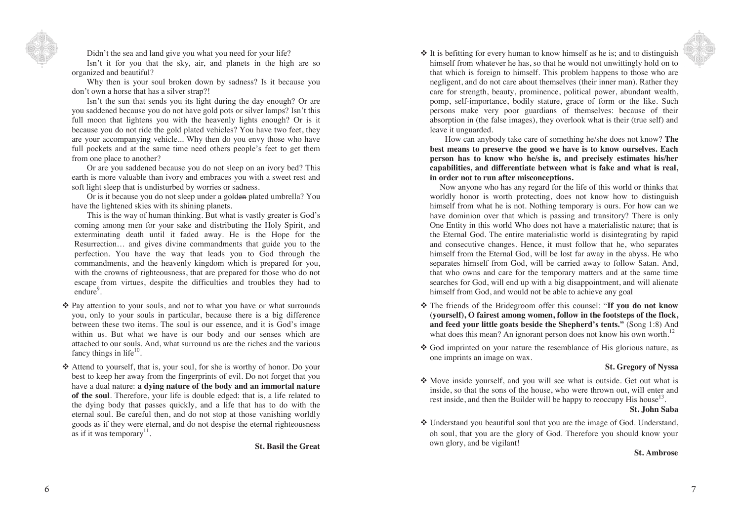Didn't the sea and land give you what you need for your life?

Isn't it for you that the sky, air, and planets in the high are so organized and beautiful?

Why then is your soul broken down by sadness? Is it because you don't own a horse that has a silver strap?!

Isn't the sun that sends you its light during the day enough? Or are you saddened because you do not have gold pots or silver lamps? Isn't this full moon that lightens you with the heavenly lights enough? Or is it because you do not ride the gold plated vehicles? You have two feet, they are your accompanying vehicle... Why then do you envy those who have full pockets and at the same time need others people's feet to get them from one place to another?

Or are you saddened because you do not sleep on an ivory bed? This earth is more valuable than ivory and embraces you with a sweet rest and soft light sleep that is undisturbed by worries or sadness.

Or is it because you do not sleep under a golden plated umbrella? You have the lightened skies with its shining planets.

This is the way of human thinking. But what is vastly greater is God's coming among men for your sake and distributing the Holy Spirit, and exterminating death until it faded away. He is the Hope for the Resurrection… and gives divine commandments that guide you to the perfection. You have the way that leads you to God through the commandments, and the heavenly kingdom which is prepared for you, with the crowns of righteousness, that are prepared for those who do not escape from virtues, despite the difficulties and troubles they had to endure[9].

- Pay attention to your souls, and not to what you have or what surrounds you, only to your souls in particular, because there is a big difference between these two items. The soul is our essence, and it is God's image within us. But what we have is our body and our senses which are attached to our souls. And, what surround us are the riches and the various fancy things in life[10].

- Attend to yourself, that is, your soul, for she is worthy of honor. Do your best to keep her away from the fingerprints of evil. Do not forget that you have a dual nature: **a dying nature of the body and an immortal nature of the soul**. Therefore, your life is double edged: that is, a life related to the dying body that passes quickly, and a life that has to do with the eternal soul. Be careful then, and do not stop at those vanishing worldly goods as if they were eternal, and do not despise the eternal righteousness as if it was temporary[11].

**St. Basil the Great**

- It is befitting for every human to know himself as he is; and to distinguish himself from whatever he has, so that he would not unwittingly hold on to that which is foreign to himself. This problem happens to those who are negligent, and do not care about themselves (their inner man). Rather they care for strength, beauty, prominence, political power, abundant wealth, pomp, self-importance, bodily stature, grace of form or the like. Such persons make very poor guardians of themselves: because of their absorption in (the false images), they overlook what is their (true self) and leave it unguarded.

  How can anybody take care of something he/she does not know? **The best means to preserve the good we have is to know ourselves. Each person has to know who he/she is, and precisely estimates his/her capabilities, and differentiate between what is fake and what is real, in order not to run after misconceptions.**

  Now anyone who has any regard for the life of this world or thinks that worldly honor is worth protecting, does not know how to distinguish himself from what he is not. Nothing temporary is ours. For how can we have dominion over that which is passing and transitory? There is only One Entity in this world Who does not have a materialistic nature; that is the Eternal God. The entire materialistic world is disintegrating by rapid and consecutive changes. Hence, it must follow that he, who separates himself from the Eternal God, will be lost far away in the abyss. He who separates himself from God, will be carried away to follow Satan. And, that who owns and care for the temporary matters and at the same time searches for God, will end up with a big disappointment, and will alienate himself from God, and would not be able to achieve any goal

- The friends of the Bridegroom offer this counsel: "**If you do not know (yourself), O fairest among women, follow in the footsteps of the flock, and feed your little goats beside the Shepherd's tents."** (Song 1:8) And what does this mean? An ignorant person does not know his own worth.[12]

- God imprinted on your nature the resemblance of His glorious nature, as one imprints an image on wax.

**St. Gregory of Nyssa**

- Move inside yourself, and you will see what is outside. Get out what is inside, so that the sons of the house, who were thrown out, will enter and rest inside, and then the Builder will be happy to reoccupy His house[13].

**St. John Saba**

- Understand you beautiful soul that you are the image of God. Understand, oh soul, that you are the glory of God. Therefore you should know your own glory, and be vigilant!

**St. Ambrose**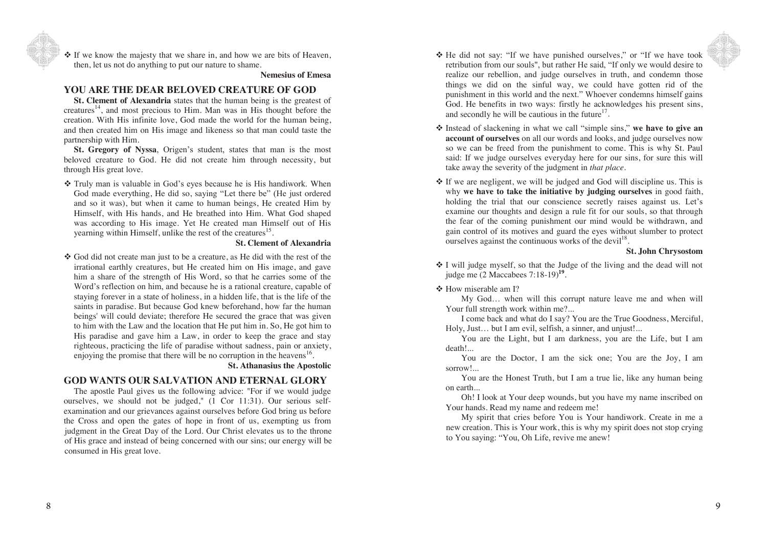❖ If we know the majesty that we share in, and how we are bits of Heaven, then, let us not do anything to put our nature to shame.

**Nemesius of Emesa**

## YOU ARE THE DEAR BELOVED CREATURE OF GOD

**St. Clement of Alexandria** states that the human being is the greatest of creatures[14], and most precious to Him. Man was in His thought before the creation. With His infinite love, God made the world for the human being, and then created him on His image and likeness so that man could taste the partnership with Him.

**St. Gregory of Nyssa**, Origen's student, states that man is the most beloved creature to God. He did not create him through necessity, but through His great love.

❖ Truly man is valuable in God's eyes because he is His handiwork. When God made everything, He did so, saying "Let there be" (He just ordered and so it was), but when it came to human beings, He created Him by Himself, with His hands, and He breathed into Him. What God shaped was according to His image. Yet He created man Himself out of His yearning within Himself, unlike the rest of the creatures[15].

**St. Clement of Alexandria**

❖ God did not create man just to be a creature, as He did with the rest of the irrational earthly creatures, but He created him on His image, and gave him a share of the strength of His Word, so that he carries some of the Word's reflection on him, and because he is a rational creature, capable of staying forever in a state of holiness, in a hidden life, that is the life of the saints in paradise. But because God knew beforehand, how far the human beings' will could deviate; therefore He secured the grace that was given to him with the Law and the location that He put him in. So, He got him to His paradise and gave him a Law, in order to keep the grace and stay righteous, practicing the life of paradise without sadness, pain or anxiety, enjoying the promise that there will be no corruption in the heavens[16].

**St. Athanasius the Apostolic**

## GOD WANTS OUR SALVATION AND ETERNAL GLORY

The apostle Paul gives us the following advice: "For if we would judge ourselves, we should not be judged," (1 Cor 11:31). Our serious self-examination and our grievances against ourselves before God bring us before the Cross and open the gates of hope in front of us, exempting us from judgment in the Great Day of the Lord. Our Christ elevates us to the throne of His grace and instead of being concerned with our sins; our energy will be consumed in His great love.

❖ He did not say: "If we have punished ourselves," or "If we have took retribution from our souls", but rather He said, "If only we would desire to realize our rebellion, and judge ourselves in truth, and condemn those things we did on the sinful way, we could have gotten rid of the punishment in this world and the next." Whoever condemns himself gains God. He benefits in two ways: firstly he acknowledges his present sins, and secondly he will be cautious in the future[17].

❖ Instead of slackening in what we call "simple sins," **we have to give an account of ourselves** on all our words and looks, and judge ourselves now so we can be freed from the punishment to come. This is why St. Paul said: If we judge ourselves everyday here for our sins, for sure this will take away the severity of the judgment in *that place*.

❖ If we are negligent, we will be judged and God will discipline us. This is why **we have to take the initiative by judging ourselves** in good faith, holding the trial that our conscience secretly raises against us. Let's examine our thoughts and design a rule fit for our souls, so that through the fear of the coming punishment our mind would be withdrawn, and gain control of its motives and guard the eyes without slumber to protect ourselves against the continuous works of the devil[18].

**St. John Chrysostom**

❖ I will judge myself, so that the Judge of the living and the dead will not judge me (2 Maccabees 7:18-19)[19].

❖ How miserable am I?

My God… when will this corrupt nature leave me and when will Your full strength work within me?...

I come back and what do I say? You are the True Goodness, Merciful, Holy, Just… but I am evil, selfish, a sinner, and unjust!...

You are the Light, but I am darkness, you are the Life, but I am death!...

You are the Doctor, I am the sick one; You are the Joy, I am sorrow!...

You are the Honest Truth, but I am a true lie, like any human being on earth...

Oh! I look at Your deep wounds, but you have my name inscribed on Your hands. Read my name and redeem me!

My spirit that cries before You is Your handiwork. Create in me a new creation. This is Your work, this is why my spirit does not stop crying to You saying: "You, Oh Life, revive me anew!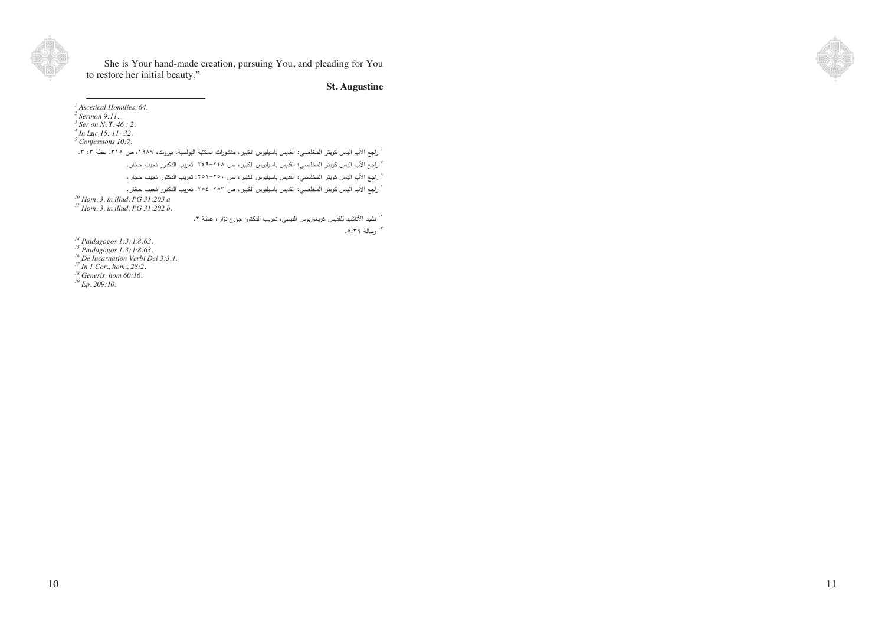She is Your hand-made creation, pursuing You, and pleading for You to restore her initial beauty."

**St. Augustine**

---

[1] *Ascetical Homilies, 64.*

[2] *Sermon 9:11.*

[3] *Ser on N. T. 46 : 2.*

[4] *In Luc 15: 11- 32.*

[5] *Confessions 10:7.*

[6] راجع الأب الياس كويتر المخلصي: القديس باسيليوس الكبير، منشورات المكتبة البولسية، بيروت، ١٩٨٩، ص ٣١٥. عظة ٣: ٣.

[7] راجع الأب الياس كويتر المخلصي: القديس باسيليوس الكبير، ص ٢٤٨–٢٤٩. تعريب الدكتور نجيب حجّار.

[8] راجع الأب الياس كويتر المخلصي: القديس باسيليوس الكبير، ص ٢٥٠–٢٥١. تعريب الدكتور نجيب حجّار.

[9] راجع الأب الياس كويتر المخلصي: القديس باسيليوس الكبير، ص ٢٥٣–٢٥٤. تعريب الدكتور نجيب حجّار.

[10] *Hom. 3, in illud, PG 31:203 a*

[11] *Hom. 3, in illud, PG 31:202 b.*

[12] نشيد الأناشيد للقدّيس غريغوريوس النيسي، تعريب الدكتور جورج نوّار، عظة ٢.

[13] رسالة ٥:٣٩.

[14] *Paidagogos 1:3; l:8:63.*

[15] *Paidagogos 1:3; l:8:63.*

[16] *De Incarnation Verbi Dei 3:3,4.*

[17] *In 1 Cor., hom., 28:2.*

[18] *Genesis, hom 60:16.*

[19] *Ep. 209:10.*